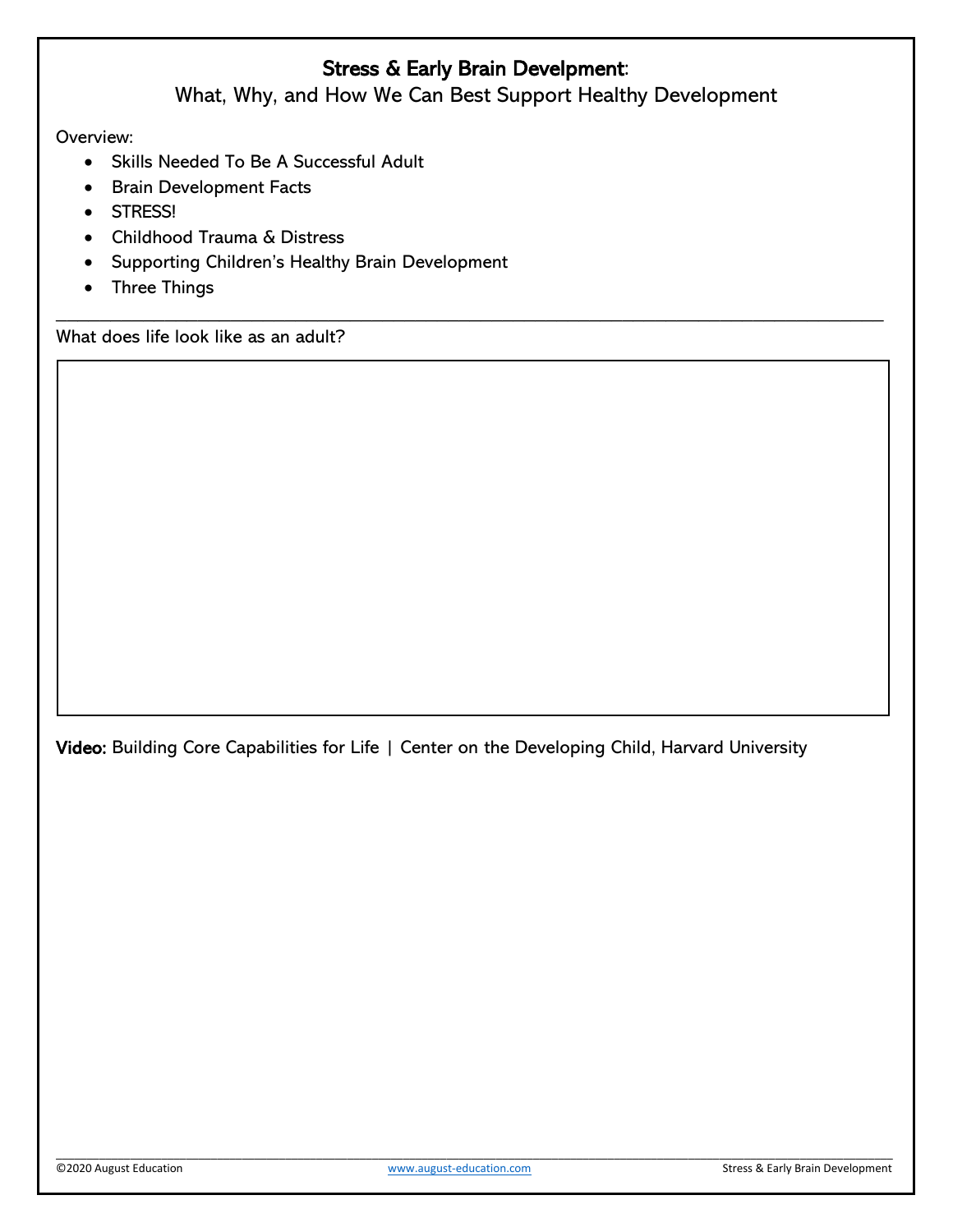# **Stress & Early Brain Develpment**:

## What, Why, and How We Can Best Support Healthy Development

Overview:

- Skills Needed To Be A Successful Adult
- Brain Development Facts
- STRESS!
- Childhood Trauma & Distress
- Supporting Children's Healthy Brain Development
- Three Things

---

What does life look like as an adult?

**Video:** Building Core Capabilities for Life | Center on the Developing Child, Harvard University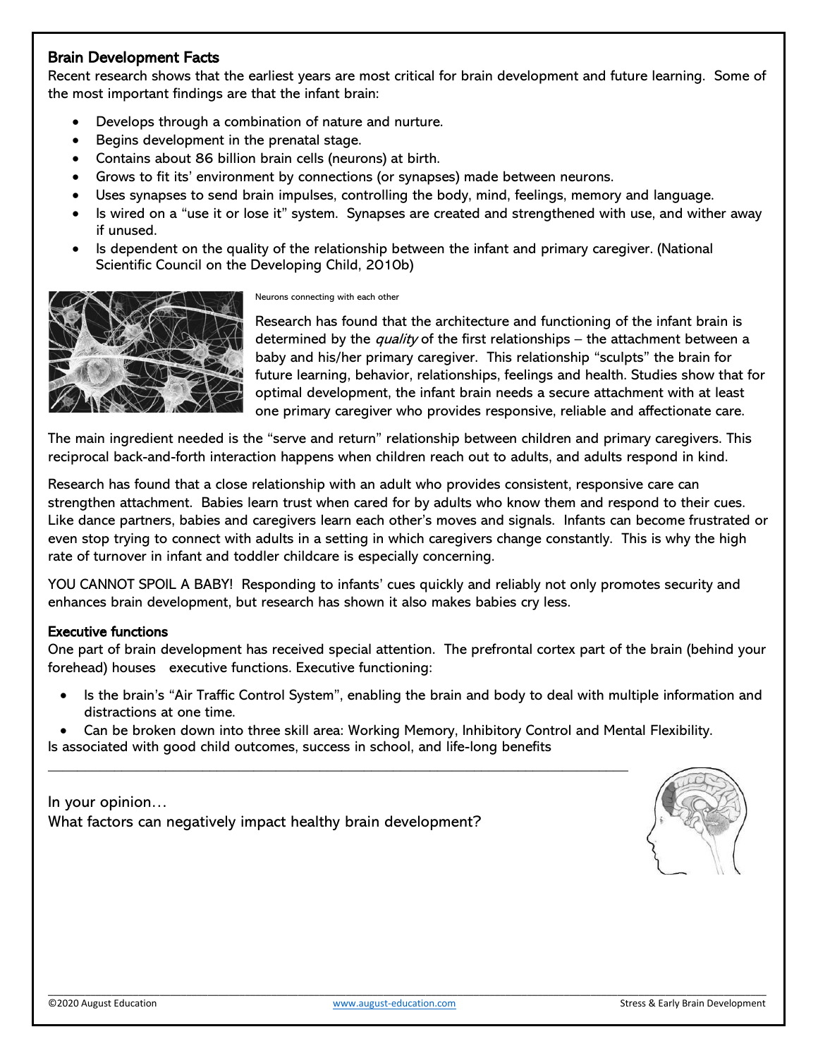### Brain Development Facts

Recent research shows that the earliest years are most critical for brain development and future learning. Some of the most important findings are that the infant brain:

- Develops through a combination of nature and nurture.
- Begins development in the prenatal stage.
- Contains about 86 billion brain cells (neurons) at birth.
- Grows to fit its' environment by connections (or synapses) made between neurons.
- Uses synapses to send brain impulses, controlling the body, mind, feelings, memory and language.
- Is wired on a "use it or lose it" system. Synapses are created and strengthened with use, and wither away if unused.
- Is dependent on the quality of the relationship between the infant and primary caregiver. (National Scientific Council on the Developing Child, 2010b)

Neurons connecting with each other

Research has found that the architecture and functioning of the infant brain is determined by the *quality* of the first relationships – the attachment between a baby and his/her primary caregiver. This relationship "sculpts" the brain for future learning, behavior, relationships, feelings and health. Studies show that for optimal development, the infant brain needs a secure attachment with at least one primary caregiver who provides responsive, reliable and affectionate care.

The main ingredient needed is the "serve and return" relationship between children and primary caregivers. This reciprocal back-and-forth interaction happens when children reach out to adults, and adults respond in kind.

Research has found that a close relationship with an adult who provides consistent, responsive care can strengthen attachment. Babies learn trust when cared for by adults who know them and respond to their cues. Like dance partners, babies and caregivers learn each other's moves and signals. Infants can become frustrated or even stop trying to connect with adults in a setting in which caregivers change constantly. This is why the high rate of turnover in infant and toddler childcare is especially concerning.

YOU CANNOT SPOIL A BABY! Responding to infants' cues quickly and reliably not only promotes security and enhances brain development, but research has shown it also makes babies cry less.

### Executive functions

One part of brain development has received special attention. The prefrontal cortex part of the brain (behind your forehead) houses executive functions. Executive functioning:

- Is the brain's "Air Traffic Control System", enabling the brain and body to deal with multiple information and distractions at one time.
- Can be broken down into three skill area: Working Memory, Inhibitory Control and Mental Flexibility.

Is associated with good child outcomes, success in school, and life-long benefits

---

In your opinion…
What factors can negatively impact healthy brain development?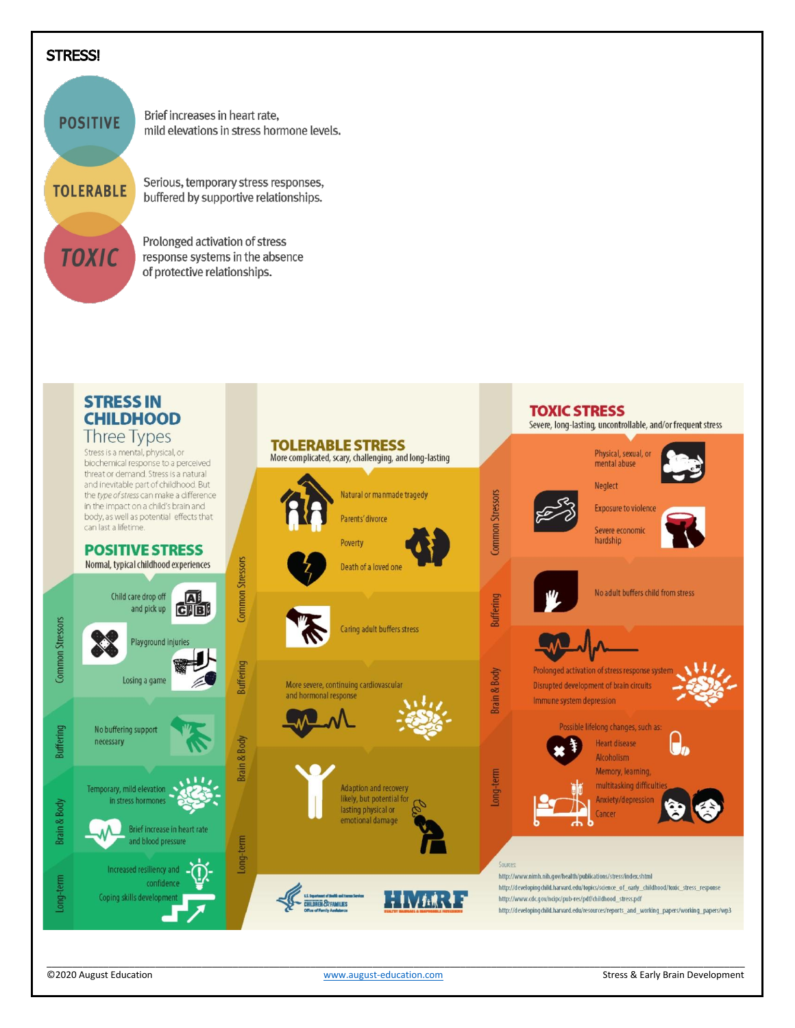# STRESS!

**POSITIVE** — Brief increases in heart rate, mild elevations in stress hormone levels.

**TOLERABLE** — Serious, temporary stress responses, buffered by supportive relationships.

**TOXIC** — Prolonged activation of stress response systems in the absence of protective relationships.

## STRESS IN CHILDHOOD

### Three Types

Stress is a mental, physical, or biochemical response to a perceived threat or demand. Stress is a natural and inevitable part of childhood. But the *type of stress* can make a difference in the impact on a child's brain and body, as well as potential effects that can last a lifetime.

### POSITIVE STRESS

Normal, typical childhood experiences

**Common Stressors**
- Child care drop off and pick up
- Playground injuries
- Losing a game

**Buffering**
- No buffering support necessary

**Brain & Body**
- Temporary, mild elevation in stress hormones
- Brief increase in heart rate and blood pressure

**Long-term**
- Increased resiliency and confidence
- Coping skills development

### TOLERABLE STRESS

More complicated, scary, challenging, and long-lasting

**Common Stressors**
- Natural or manmade tragedy
- Parents' divorce
- Poverty
- Death of a loved one

**Buffering**
- Caring adult buffers stress

**Brain & Body**
- More severe, continuing cardiovascular and hormonal response

**Long-term**
- Adaption and recovery likely, but potential for lasting physical or emotional damage

### TOXIC STRESS

Severe, long-lasting, uncontrollable, and/or frequent stress

**Common Stressors**
- Physical, sexual, or mental abuse
- Neglect
- Exposure to violence
- Severe economic hardship

**Buffering**
- No adult buffers child from stress

**Brain & Body**
- Prolonged activation of stress response system
- Disrupted development of brain circuits
- Immune system depression

**Long-term**

Possible lifelong changes, such as:
- Heart disease
- Alcoholism
- Memory, learning, multitasking difficulties
- Anxiety/depression
- Cancer

Sources:
http://www.nimh.nih.gov/health/publications/stress/index.shtml
http://developingchild.harvard.edu/topics/science_of_early_childhood/toxic_stress_response
http://www.cdc.gov/ncipc/pub-res/pdf/childhood_stress.pdf
http://developingchild.harvard.edu/resources/reports_and_working_papers/working_papers/wp3

U.S. Department of Health and Human Services — CHILDREN & FAMILIES — Office of Family Assistance

HMRF — Healthy Marriage & Responsible Fatherhood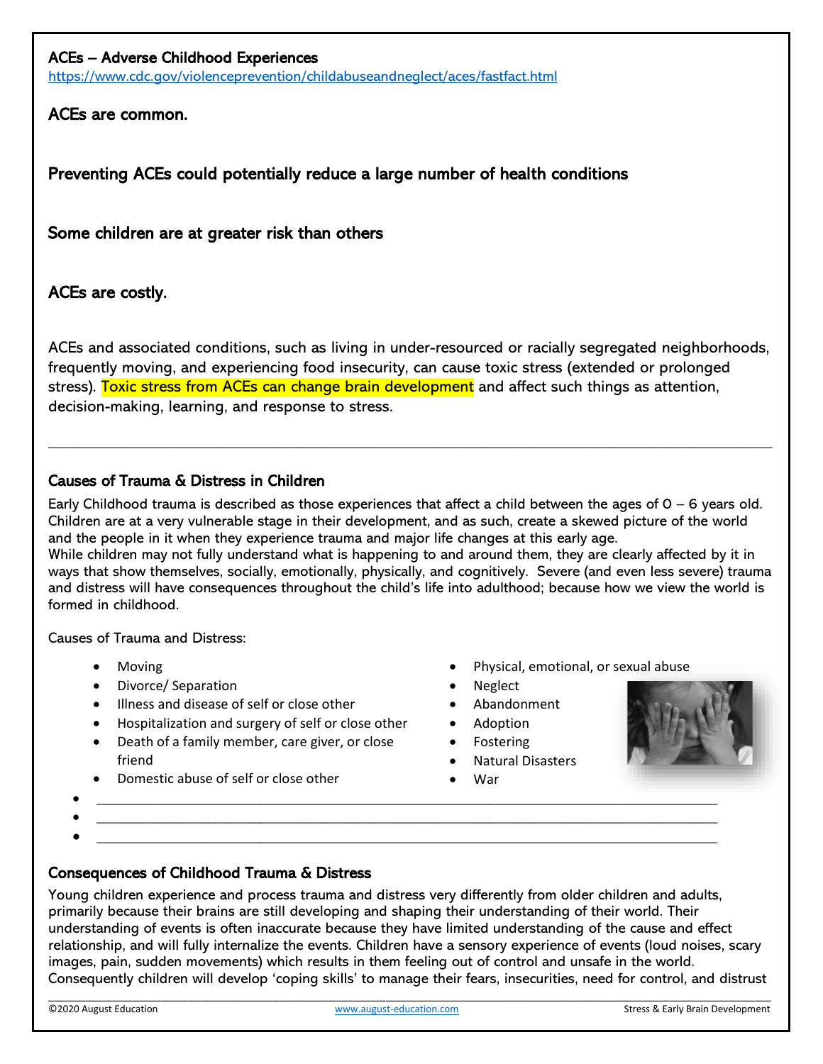**ACEs – Adverse Childhood Experiences**
https://www.cdc.gov/violenceprevention/childabuseandneglect/aces/fastfact.html

**ACEs are common.**

**Preventing ACEs could potentially reduce a large number of health conditions**

**Some children are at greater risk than others**

**ACEs are costly.**

ACEs and associated conditions, such as living in under-resourced or racially segregated neighborhoods, frequently moving, and experiencing food insecurity, can cause toxic stress (extended or prolonged stress). Toxic stress from ACEs can change brain development and affect such things as attention, decision-making, learning, and response to stress.

---

**Causes of Trauma & Distress in Children**

Early Childhood trauma is described as those experiences that affect a child between the ages of 0 – 6 years old. Children are at a very vulnerable stage in their development, and as such, create a skewed picture of the world and the people in it when they experience trauma and major life changes at this early age.
While children may not fully understand what is happening to and around them, they are clearly affected by it in ways that show themselves, socially, emotionally, physically, and cognitively. Severe (and even less severe) trauma and distress will have consequences throughout the child's life into adulthood; because how we view the world is formed in childhood.

Causes of Trauma and Distress:

- Moving
- Divorce/ Separation
- Illness and disease of self or close other
- Hospitalization and surgery of self or close other
- Death of a family member, care giver, or close friend
- Domestic abuse of self or close other
- Physical, emotional, or sexual abuse
- Neglect
- Abandonment
- Adoption
- Fostering
- Natural Disasters
- War
- ______________________________
- ______________________________
- ______________________________

**Consequences of Childhood Trauma & Distress**

Young children experience and process trauma and distress very differently from older children and adults, primarily because their brains are still developing and shaping their understanding of their world. Their understanding of events is often inaccurate because they have limited understanding of the cause and effect relationship, and will fully internalize the events. Children have a sensory experience of events (loud noises, scary images, pain, sudden movements) which results in them feeling out of control and unsafe in the world. Consequently children will develop 'coping skills' to manage their fears, insecurities, need for control, and distrust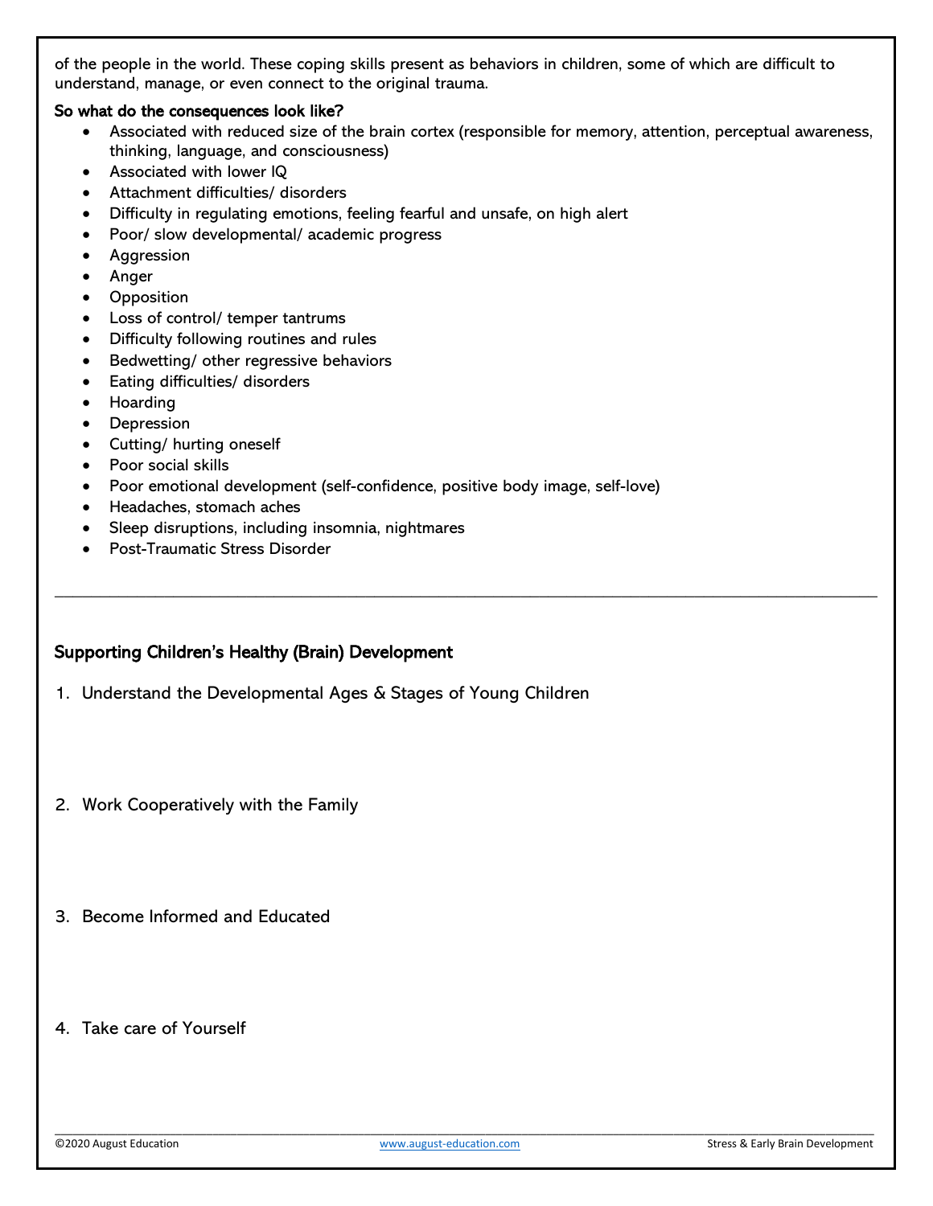of the people in the world. These coping skills present as behaviors in children, some of which are difficult to understand, manage, or even connect to the original trauma.

**So what do the consequences look like?**

- Associated with reduced size of the brain cortex (responsible for memory, attention, perceptual awareness, thinking, language, and consciousness)
- Associated with lower IQ
- Attachment difficulties/ disorders
- Difficulty in regulating emotions, feeling fearful and unsafe, on high alert
- Poor/ slow developmental/ academic progress
- Aggression
- Anger
- Opposition
- Loss of control/ temper tantrums
- Difficulty following routines and rules
- Bedwetting/ other regressive behaviors
- Eating difficulties/ disorders
- Hoarding
- Depression
- Cutting/ hurting oneself
- Poor social skills
- Poor emotional development (self-confidence, positive body image, self-love)
- Headaches, stomach aches
- Sleep disruptions, including insomnia, nightmares
- Post-Traumatic Stress Disorder

---

## Supporting Children's Healthy (Brain) Development

1. Understand the Developmental Ages & Stages of Young Children

2. Work Cooperatively with the Family

3. Become Informed and Educated

4. Take care of Yourself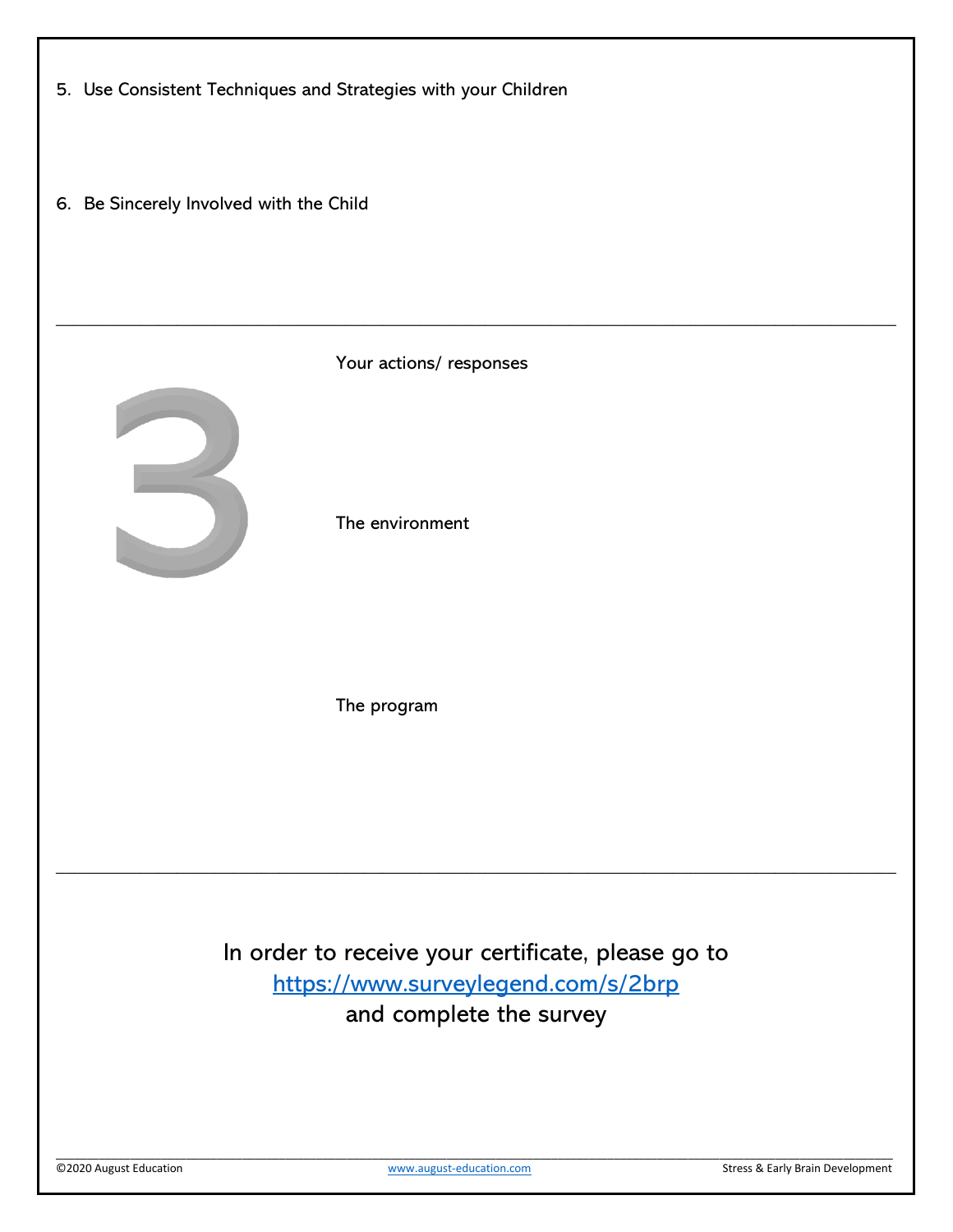5. Use Consistent Techniques and Strategies with your Children

6. Be Sincerely Involved with the Child

---

3

Your actions/ responses

The environment

The program

---

In order to receive your certificate, please go to
https://www.surveylegend.com/s/2brp
and complete the survey